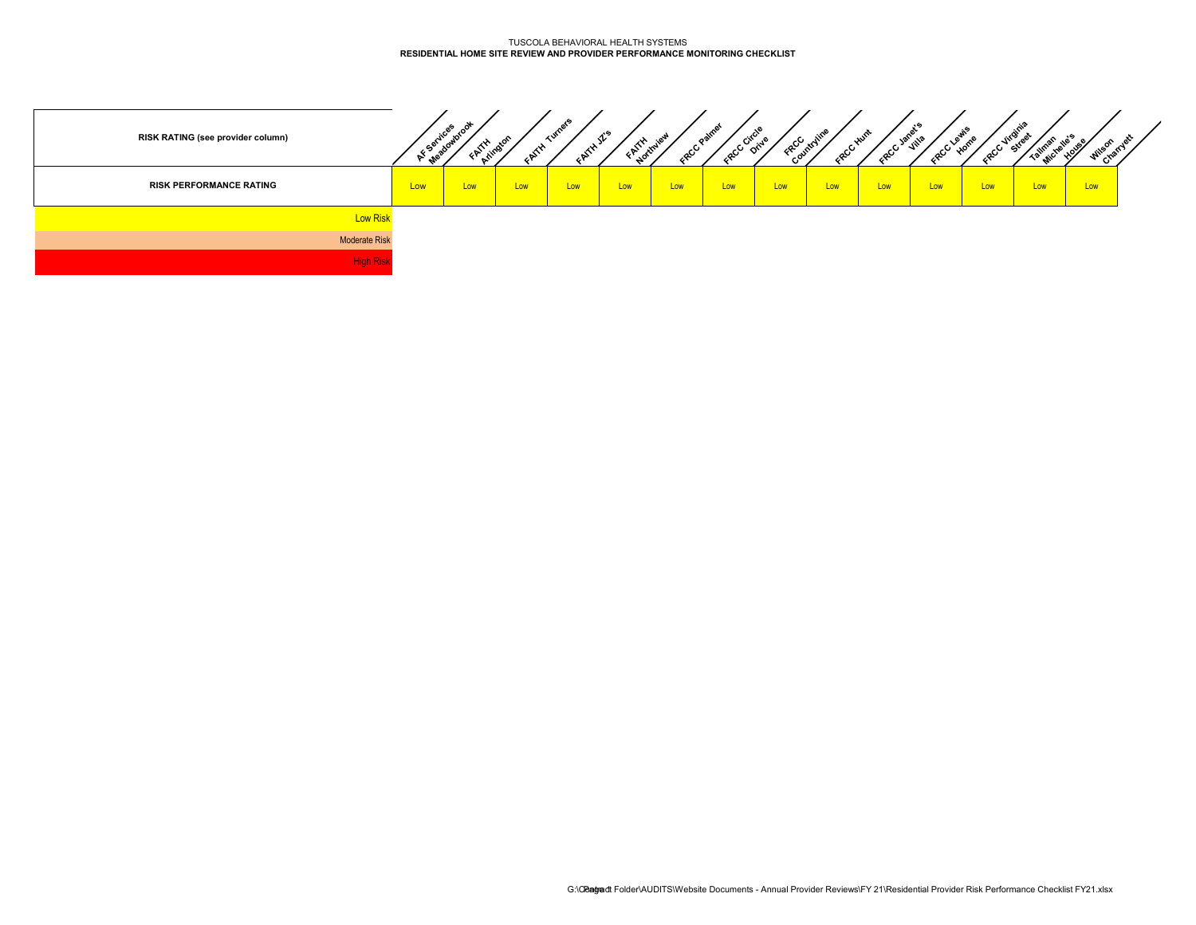TUSCOLA BEHAVIORAL HEALTH SYSTEMS

**RESIDENTIAL HOME SITE REVIEW AND PROVIDER PERFORMANCE MONITORING CHECKLIST**

| **RISK RATING (see provider column)** | AF Services Meadowbrook | FAITH Arlington | FAITH Turners | FAITH JZ's | FAITH Northview | FRCC Palmer | FRCC Circle Drive | FRCC Countryline | FRCC Hunt | FRCC Janet's Villa | FRCC Lewis Home | FRCC Virginia Street | Tallman Michelle's House | Wilson Charryett |
|---|---|---|---|---|---|---|---|---|---|---|---|---|---|---|
| **RISK PERFORMANCE RATING** | Low | Low | Low | Low | Low | Low | Low | Low | Low | Low | Low | Low | Low | Low |

Low Risk

Moderate Risk

High Risk

G:\Contract Folder\AUDITS\Website Documents - Annual Provider Reviews\FY 21\Residential Provider Risk Performance Checklist FY21.xlsx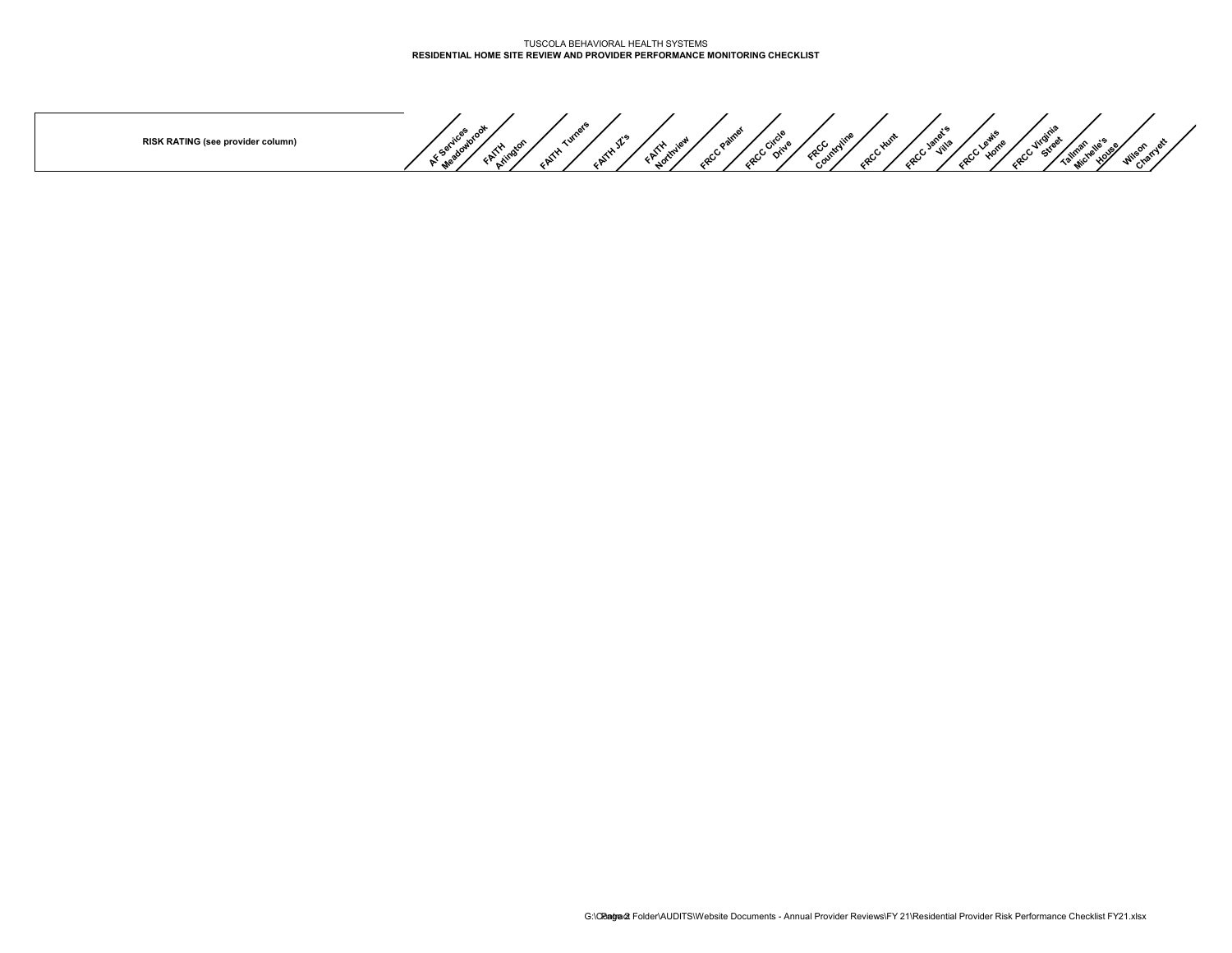TUSCOLA BEHAVIORAL HEALTH SYSTEMS

**RESIDENTIAL HOME SITE REVIEW AND PROVIDER PERFORMANCE MONITORING CHECKLIST**

| | AF Services Meadowbrook | FAITH Arlington | FAITH Turners | FAITH JZ's | FAITH Northview | FRCC Palmer | FRCC Circle Drive | FRCC Countryline | FRCC Hunt | FRCC Janet's Villa | FRCC Lewis Home | FRCC Virginia Street | Tallman Michelle's House | Wilson Charryett |
|---|---|---|---|---|---|---|---|---|---|---|---|---|---|---|
| **RISK RATING (see provider column)** | | | | | | | | | | | | | | |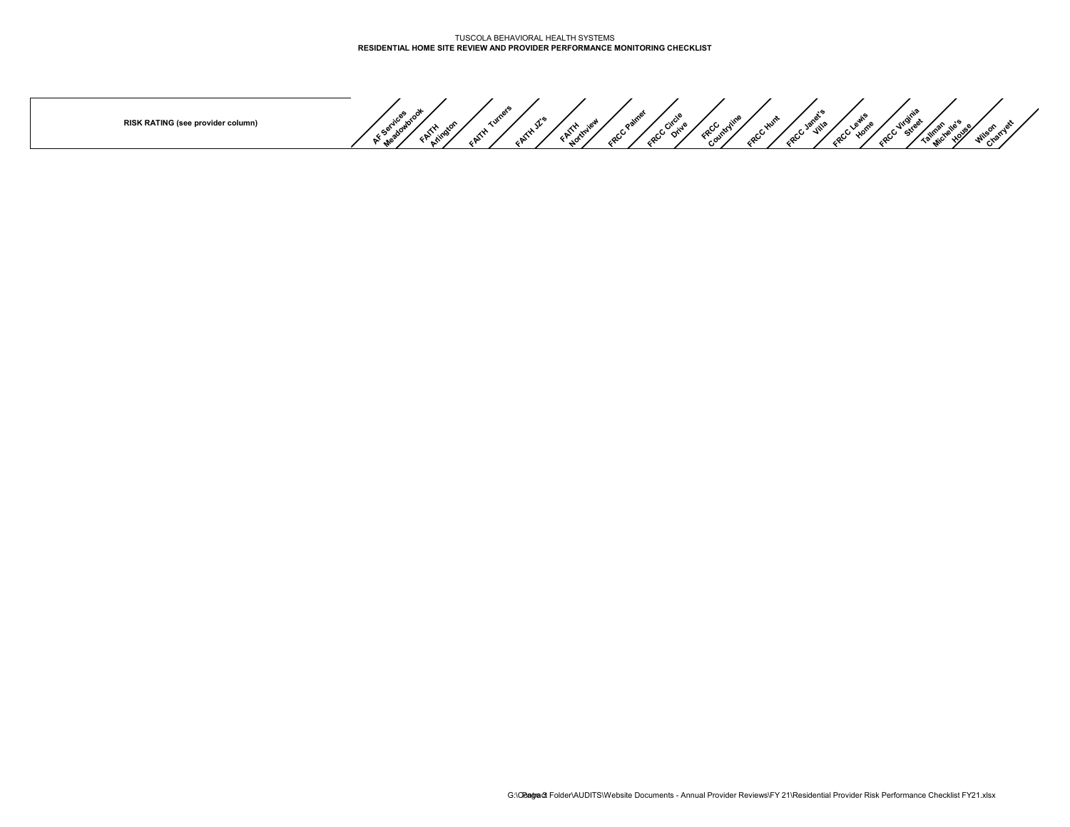TUSCOLA BEHAVIORAL HEALTH SYSTEMS

**RESIDENTIAL HOME SITE REVIEW AND PROVIDER PERFORMANCE MONITORING CHECKLIST**

| **RISK RATING (see provider column)** | AF Services Meadowbrook | FAITH Arlington | FAITH Turners | FAITH JZ's | FAITH Northview | FRCC Palmer | FRCC Circle Drive | FRCC Countryline | FRCC Hunt | FRCC Janet's Villa | FRCC Lewis Home | FRCC Virginia Street | Tallman Michelle's House | Wilson Charryett |
|---|---|---|---|---|---|---|---|---|---|---|---|---|---|---|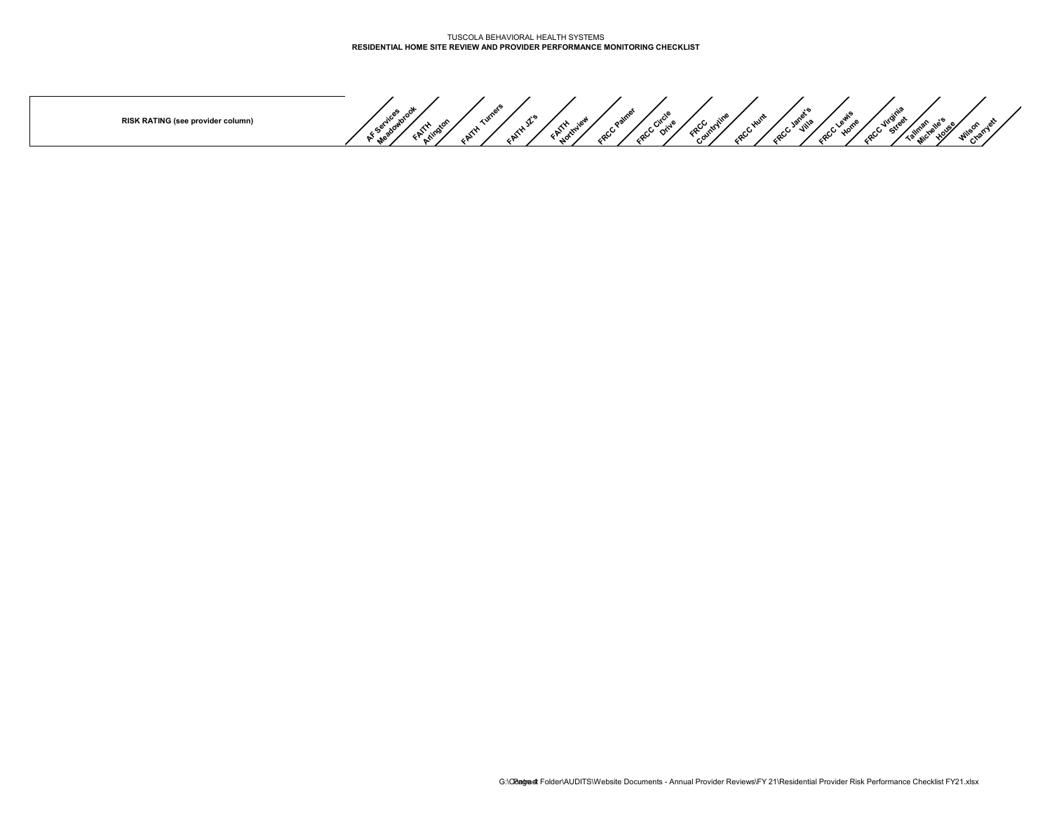TUSCOLA BEHAVIORAL HEALTH SYSTEMS

**RESIDENTIAL HOME SITE REVIEW AND PROVIDER PERFORMANCE MONITORING CHECKLIST**

| **RISK RATING (see provider column)** | AF Services Meadowbrook | FAITH Arlington | FAITH Turners | FAITH JZ's | FAITH Northview | FRCC Palmer | FRCC Circle Drive | FRCC Countryline | FRCC Hunt | FRCC Janet's Villa | FRCC Lewis Home | FRCC Virginia Street | Tallman Michelle's House | Wilson Charryett |
|---|---|---|---|---|---|---|---|---|---|---|---|---|---|---|